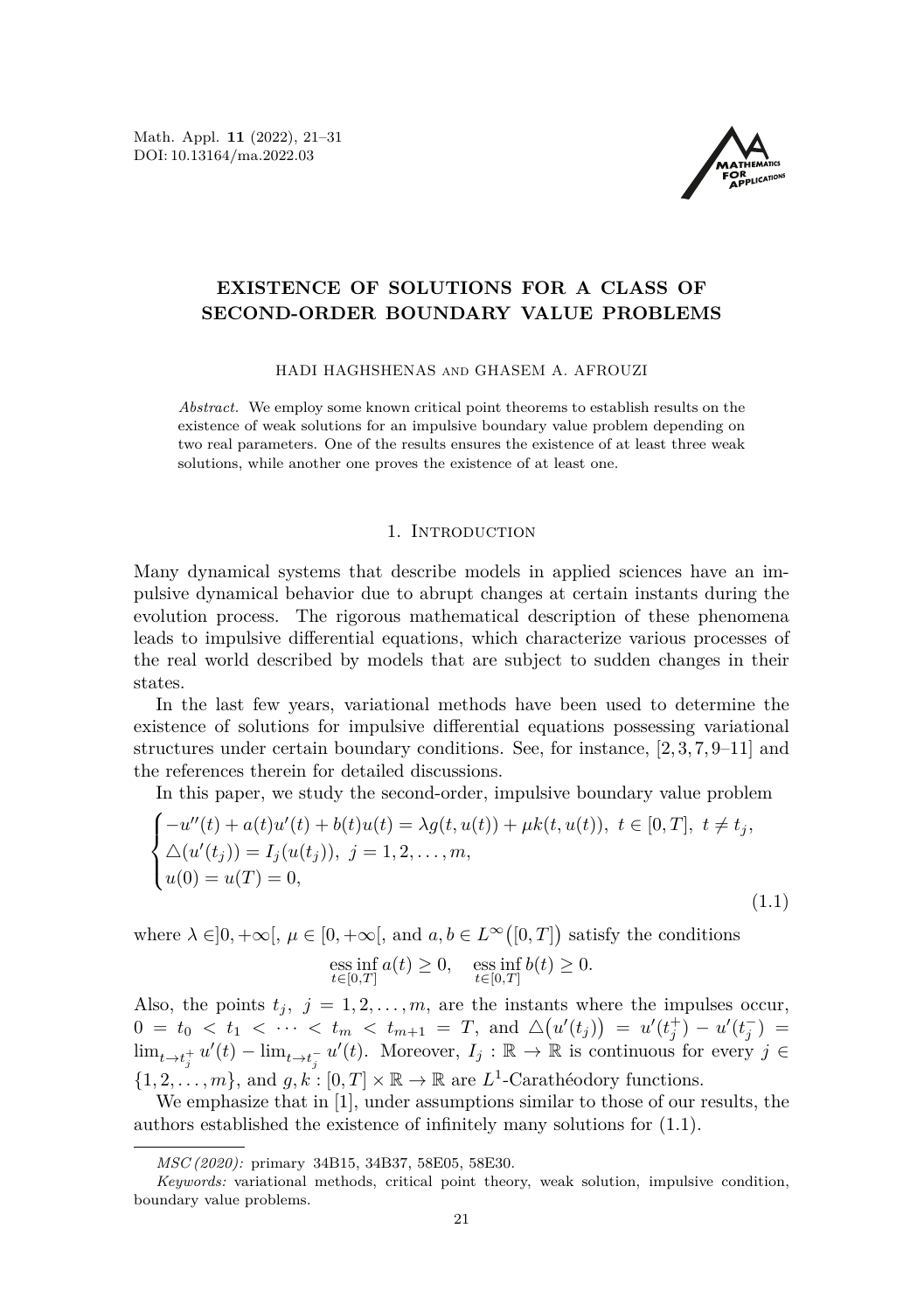# EXISTENCE OF SOLUTIONS FOR A CLASS OF SECOND-ORDER BOUNDARY VALUE PROBLEMS

HADI HAGHSHENAS and GHASEM A. AFROUZI

*Abstract.* We employ some known critical point theorems to establish results on the existence of weak solutions for an impulsive boundary value problem depending on two real parameters. One of the results ensures the existence of at least three weak solutions, while another one proves the existence of at least one.

## 1. Introduction

Many dynamical systems that describe models in applied sciences have an impulsive dynamical behavior due to abrupt changes at certain instants during the evolution process. The rigorous mathematical description of these phenomena leads to impulsive differential equations, which characterize various processes of the real world described by models that are subject to sudden changes in their states.

In the last few years, variational methods have been used to determine the existence of solutions for impulsive differential equations possessing variational structures under certain boundary conditions. See, for instance, [2, 3, 7, 9–11] and the references therein for detailed discussions.

In this paper, we study the second-order, impulsive boundary value problem

$$
\begin{cases}
-u''(t) + a(t)u'(t) + b(t)u(t) = \lambda g(t, u(t)) + \mu k(t, u(t)), \ t \in [0,T], \ t \neq t_j, \\
\triangle(u'(t_j)) = I_j(u(t_j)), \ j = 1, 2, \ldots, m, \\
u(0) = u(T) = 0,
\end{cases}
\tag{1.1}
$$

where $\lambda \in ]0, +\infty[$, $\mu \in [0, +\infty[$, and $a, b \in L^\infty([0,T])$ satisfy the conditions

$$
\operatorname*{ess\,inf}_{t\in[0,T]} a(t) \geq 0, \quad \operatorname*{ess\,inf}_{t\in[0,T]} b(t) \geq 0.
$$

Also, the points $t_j$, $j = 1, 2, \ldots, m$, are the instants where the impulses occur, $0 = t_0 < t_1 < \cdots < t_m < t_{m+1} = T$, and $\triangle(u'(t_j)) = u'(t_j^+) - u'(t_j^-) = \lim_{t\to t_j^+} u'(t) - \lim_{t\to t_j^-} u'(t)$. Moreover, $I_j : \mathbb{R} \to \mathbb{R}$ is continuous for every $j \in \{1, 2, \ldots, m\}$, and $g, k : [0,T] \times \mathbb{R} \to \mathbb{R}$ are $L^1$-Carathéodory functions.

We emphasize that in [1], under assumptions similar to those of our results, the authors established the existence of infinitely many solutions for (1.1).

---

*MSC (2020):* primary 34B15, 34B37, 58E05, 58E30.

*Keywords:* variational methods, critical point theory, weak solution, impulsive condition, boundary value problems.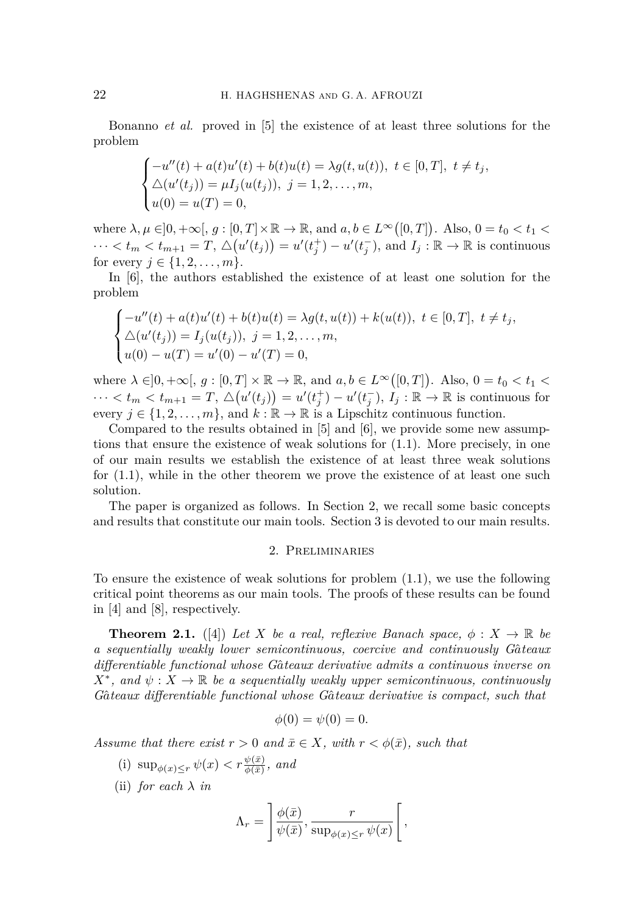Bonanno *et al.* proved in [5] the existence of at least three solutions for the problem

$$
\begin{cases}
-u''(t) + a(t)u'(t) + b(t)u(t) = \lambda g(t, u(t)), \ t \in [0, T], \ t \neq t_j, \\
\triangle(u'(t_j)) = \mu I_j(u(t_j)), \ j = 1, 2, \ldots, m, \\
u(0) = u(T) = 0,
\end{cases}
$$

where $\lambda, \mu \in ]0, +\infty[$, $g : [0, T] \times \mathbb{R} \to \mathbb{R}$, and $a, b \in L^\infty\big([0, T]\big)$. Also, $0 = t_0 < t_1 < \cdots < t_m < t_{m+1} = T$, $\triangle\big(u'(t_j)\big) = u'(t_j^+) - u'(t_j^-)$, and $I_j : \mathbb{R} \to \mathbb{R}$ is continuous for every $j \in \{1, 2, \ldots, m\}$.

In [6], the authors established the existence of at least one solution for the problem

$$
\begin{cases}
-u''(t) + a(t)u'(t) + b(t)u(t) = \lambda g(t, u(t)) + k(u(t)), \ t \in [0, T], \ t \neq t_j, \\
\triangle(u'(t_j)) = I_j(u(t_j)), \ j = 1, 2, \ldots, m, \\
u(0) - u(T) = u'(0) - u'(T) = 0,
\end{cases}
$$

where $\lambda \in ]0, +\infty[$, $g : [0, T] \times \mathbb{R} \to \mathbb{R}$, and $a, b \in L^\infty\big([0, T]\big)$. Also, $0 = t_0 < t_1 < \cdots < t_m < t_{m+1} = T$, $\triangle\big(u'(t_j)\big) = u'(t_j^+) - u'(t_j^-)$, $I_j : \mathbb{R} \to \mathbb{R}$ is continuous for every $j \in \{1, 2, \ldots, m\}$, and $k : \mathbb{R} \to \mathbb{R}$ is a Lipschitz continuous function.

Compared to the results obtained in [5] and [6], we provide some new assumptions that ensure the existence of weak solutions for (1.1). More precisely, in one of our main results we establish the existence of at least three weak solutions for (1.1), while in the other theorem we prove the existence of at least one such solution.

The paper is organized as follows. In Section 2, we recall some basic concepts and results that constitute our main tools. Section 3 is devoted to our main results.

## 2. Preliminaries

To ensure the existence of weak solutions for problem (1.1), we use the following critical point theorems as our main tools. The proofs of these results can be found in [4] and [8], respectively.

**Theorem 2.1.** ([4]) *Let $X$ be a real, reflexive Banach space, $\phi : X \to \mathbb{R}$ be a sequentially weakly lower semicontinuous, coercive and continuously Gâteaux differentiable functional whose Gâteaux derivative admits a continuous inverse on $X^*$, and $\psi : X \to \mathbb{R}$ be a sequentially weakly upper semicontinuous, continuously Gâteaux differentiable functional whose Gâteaux derivative is compact, such that*

$$
\phi(0) = \psi(0) = 0.
$$

*Assume that there exist $r > 0$ and $\bar{x} \in X$, with $r < \phi(\bar{x})$, such that*

(i) $\sup_{\phi(x) \leq r} \psi(x) < r \frac{\psi(\bar{x})}{\phi(\bar{x})}$, *and*

(ii) *for each $\lambda$ in*

$$
\Lambda_r = \left] \frac{\phi(\bar{x})}{\psi(\bar{x})}, \frac{r}{\sup_{\phi(x) \leq r} \psi(x)} \right[,
$$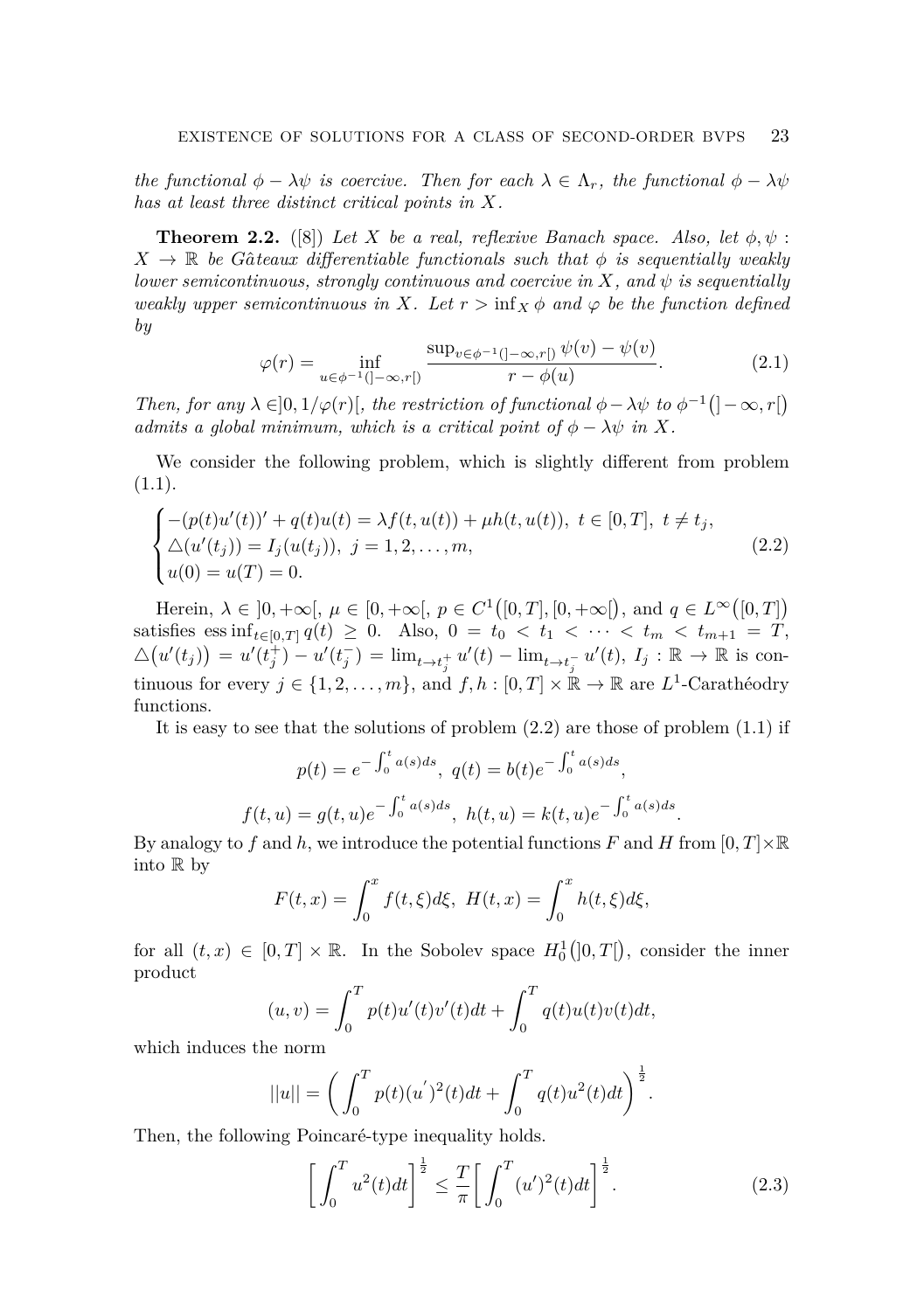*the functional $\phi - \lambda\psi$ is coercive. Then for each $\lambda \in \Lambda_r$, the functional $\phi - \lambda\psi$ has at least three distinct critical points in $X$.*

**Theorem 2.2.** ([8]) *Let $X$ be a real, reflexive Banach space. Also, let $\phi, \psi : X \to \mathbb{R}$ be Gâteaux differentiable functionals such that $\phi$ is sequentially weakly lower semicontinuous, strongly continuous and coercive in $X$, and $\psi$ is sequentially weakly upper semicontinuous in $X$. Let $r > \inf_X \phi$ and $\varphi$ be the function defined by*

$$\varphi(r) = \inf_{u \in \phi^{-1}(]-\infty, r[)} \frac{\sup_{v \in \phi^{-1}(]-\infty, r[)} \psi(v) - \psi(v)}{r - \phi(u)}. \tag{2.1}$$

*Then, for any $\lambda \in ]0, 1/\varphi(r)[$, the restriction of functional $\phi - \lambda\psi$ to $\phi^{-1}\big(]-\infty, r[\big)$ admits a global minimum, which is a critical point of $\phi - \lambda\psi$ in $X$.*

We consider the following problem, which is slightly different from problem (1.1).

$$\begin{cases} -(p(t)u'(t))' + q(t)u(t) = \lambda f(t, u(t)) + \mu h(t, u(t)), \ t \in [0, T], \ t \neq t_j, \\ \triangle(u'(t_j)) = I_j(u(t_j)), \ j = 1, 2, \ldots, m, \\ u(0) = u(T) = 0. \end{cases} \tag{2.2}$$

Herein, $\lambda \in ]0, +\infty[$, $\mu \in [0, +\infty[$, $p \in C^1\big([0, T], [0, +\infty[\big)$, and $q \in L^\infty\big([0, T]\big)$ satisfies $\operatorname{ess\,inf}_{t \in [0,T]} q(t) \geq 0$. Also, $0 = t_0 < t_1 < \cdots < t_m < t_{m+1} = T$, $\triangle\big(u'(t_j)\big) = u'(t_j^+) - u'(t_j^-) = \lim_{t \to t_j^+} u'(t) - \lim_{t \to t_j^-} u'(t)$, $I_j : \mathbb{R} \to \mathbb{R}$ is continuous for every $j \in \{1, 2, \ldots, m\}$, and $f, h : [0, T] \times \mathbb{R} \to \mathbb{R}$ are $L^1$-Carathéodry functions.

It is easy to see that the solutions of problem (2.2) are those of problem (1.1) if

$$p(t) = e^{-\int_0^t a(s)ds}, \ q(t) = b(t)e^{-\int_0^t a(s)ds},$$

$$f(t, u) = g(t, u)e^{-\int_0^t a(s)ds}, \ h(t, u) = k(t, u)e^{-\int_0^t a(s)ds}.$$

By analogy to $f$ and $h$, we introduce the potential functions $F$ and $H$ from $[0, T] \times \mathbb{R}$ into $\mathbb{R}$ by

$$F(t, x) = \int_0^x f(t, \xi)d\xi, \ H(t, x) = \int_0^x h(t, \xi)d\xi,$$

for all $(t, x) \in [0, T] \times \mathbb{R}$. In the Sobolev space $H_0^1\big(]0, T[\big)$, consider the inner product

$$(u, v) = \int_0^T p(t)u'(t)v'(t)dt + \int_0^T q(t)u(t)v(t)dt,$$

which induces the norm

$$||u|| = \bigg( \int_0^T p(t)(u^{'})^2(t)dt + \int_0^T q(t)u^2(t)dt \bigg)^{\frac{1}{2}}.$$

Then, the following Poincaré-type inequality holds.

$$\bigg[ \int_0^T u^2(t)dt \bigg]^{\frac{1}{2}} \leq \frac{T}{\pi} \bigg[ \int_0^T (u')^2(t)dt \bigg]^{\frac{1}{2}}. \tag{2.3}$$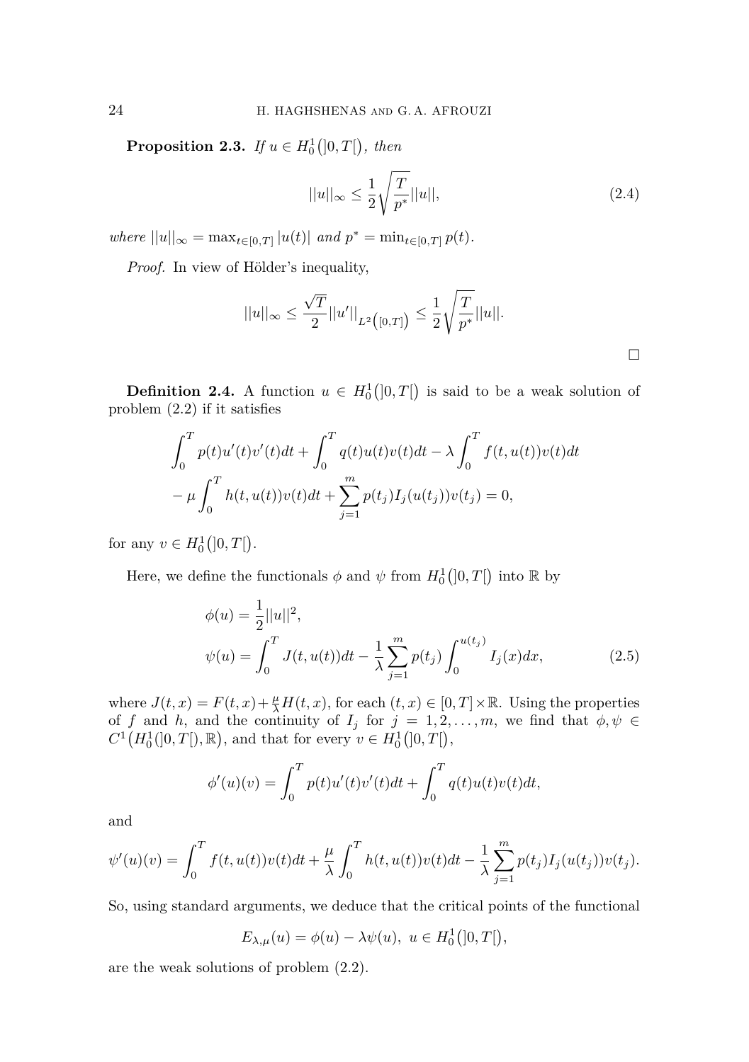**Proposition 2.3.** *If $u \in H_0^1\big(]0,T[\big)$, then*

$$||u||_\infty \leq \frac{1}{2}\sqrt{\frac{T}{p^*}}||u||, \tag{2.4}$$

*where $||u||_\infty = \max_{t\in[0,T]} |u(t)|$ and $p^* = \min_{t\in[0,T]} p(t)$.*

*Proof.* In view of Hölder's inequality,

$$||u||_\infty \leq \frac{\sqrt{T}}{2}||u'||_{L^2\big([0,T]\big)} \leq \frac{1}{2}\sqrt{\frac{T}{p^*}}||u||.$$

□

**Definition 2.4.** A function $u \in H_0^1\big(]0,T[\big)$ is said to be a weak solution of problem (2.2) if it satisfies

$$\int_0^T p(t)u'(t)v'(t)dt + \int_0^T q(t)u(t)v(t)dt - \lambda\int_0^T f(t,u(t))v(t)dt$$
$$- \mu\int_0^T h(t,u(t))v(t)dt + \sum_{j=1}^m p(t_j)I_j(u(t_j))v(t_j) = 0,$$

for any $v \in H_0^1\big(]0,T[\big)$.

Here, we define the functionals $\phi$ and $\psi$ from $H_0^1\big(]0,T[\big)$ into $\mathbb{R}$ by

$$\phi(u) = \frac{1}{2}||u||^2,$$
$$\psi(u) = \int_0^T J(t,u(t))dt - \frac{1}{\lambda}\sum_{j=1}^m p(t_j)\int_0^{u(t_j)} I_j(x)dx, \tag{2.5}$$

where $J(t,x) = F(t,x) + \frac{\mu}{\lambda}H(t,x)$, for each $(t,x) \in [0,T]\times\mathbb{R}$. Using the properties of $f$ and $h$, and the continuity of $I_j$ for $j = 1,2,\ldots,m$, we find that $\phi,\psi \in C^1\big(H_0^1(]0,T[),\mathbb{R}\big)$, and that for every $v \in H_0^1\big(]0,T[\big)$,

$$\phi'(u)(v) = \int_0^T p(t)u'(t)v'(t)dt + \int_0^T q(t)u(t)v(t)dt,$$

and

$$\psi'(u)(v) = \int_0^T f(t,u(t))v(t)dt + \frac{\mu}{\lambda}\int_0^T h(t,u(t))v(t)dt - \frac{1}{\lambda}\sum_{j=1}^m p(t_j)I_j(u(t_j))v(t_j).$$

So, using standard arguments, we deduce that the critical points of the functional

$$E_{\lambda,\mu}(u) = \phi(u) - \lambda\psi(u),\ u \in H_0^1\big(]0,T[\big),$$

are the weak solutions of problem (2.2).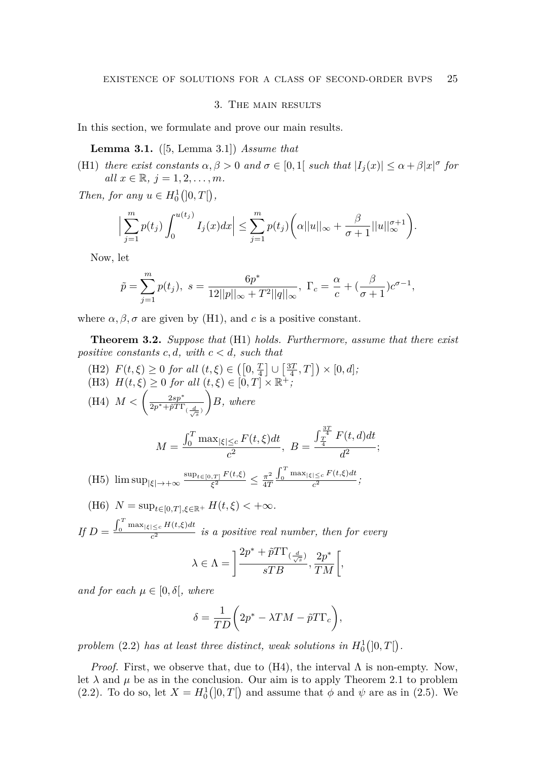## 3. The main results

In this section, we formulate and prove our main results.

**Lemma 3.1.** ([5, Lemma 3.1]) *Assume that*

(H1) *there exist constants $\alpha, \beta > 0$ and $\sigma \in [0, 1[$ such that $|I_j(x)| \leq \alpha + \beta |x|^\sigma$ for all $x \in \mathbb{R}$, $j = 1, 2, \ldots, m$.*

*Then, for any $u \in H_0^1(]0, T[)$,*

$$\Big| \sum_{j=1}^m p(t_j) \int_0^{u(t_j)} I_j(x) dx \Big| \leq \sum_{j=1}^m p(t_j) \bigg( \alpha ||u||_\infty + \frac{\beta}{\sigma + 1} ||u||_\infty^{\sigma+1} \bigg).$$

Now, let

$$\tilde{p} = \sum_{j=1}^m p(t_j), \ s = \frac{6p^*}{12||p||_\infty + T^2 ||q||_\infty}, \ \Gamma_c = \frac{\alpha}{c} + (\frac{\beta}{\sigma+1}) c^{\sigma - 1},$$

where $\alpha, \beta, \sigma$ are given by (H1), and $c$ is a positive constant.

**Theorem 3.2.** *Suppose that* (H1) *holds. Furthermore, assume that there exist positive constants $c, d$, with $c < d$, such that*

(H2) *$F(t, \xi) \geq 0$ for all $(t, \xi) \in \big( \big[0, \frac{T}{4}\big] \cup \big[\frac{3T}{4}, T\big] \big) \times [0, d]$;*
(H3) *$H(t, \xi) \geq 0$ for all $(t, \xi) \in [0, T] \times \mathbb{R}^+$;*
(H4) *$M < \left( \frac{2sp^*}{2p^* + \tilde{p} T \Gamma_{(\frac{d}{\sqrt{s}})}} \right) B$, where*

$$M = \frac{\int_0^T \max_{|\xi| \leq c} F(t, \xi) dt}{c^2}, \ B = \frac{\int_{\frac{T}{4}}^{\frac{3T}{4}} F(t, d) dt}{d^2};$$

(H5) *$\limsup_{|\xi| \to +\infty} \frac{\sup_{t \in [0,T]} F(t, \xi)}{\xi^2} \leq \frac{\pi^2}{4T} \frac{\int_0^T \max_{|\xi| \leq c} F(t, \xi) dt}{c^2}$;*

(H6) *$N = \sup_{t \in [0,T], \xi \in \mathbb{R}^+} H(t, \xi) < +\infty$.*

*If $D = \frac{\int_0^T \max_{|\xi| \leq c} H(t, \xi) dt}{c^2}$ is a positive real number, then for every*

$$\lambda \in \Lambda = \bigg] \frac{2p^* + \tilde{p} T \Gamma_{(\frac{d}{\sqrt{s}})}}{sTB}, \frac{2p^*}{TM} \bigg[,$$

*and for each $\mu \in [0, \delta[$, where*

$$\delta = \frac{1}{TD} \bigg( 2p^* - \lambda T M - \tilde{p} T \Gamma_c \bigg),$$

*problem* (2.2) *has at least three distinct, weak solutions in $H_0^1(]0, T[)$.*

*Proof.* First, we observe that, due to (H4), the interval $\Lambda$ is non-empty. Now, let $\lambda$ and $\mu$ be as in the conclusion. Our aim is to apply Theorem 2.1 to problem (2.2). To do so, let $X = H_0^1(]0, T[)$ and assume that $\phi$ and $\psi$ are as in (2.5). We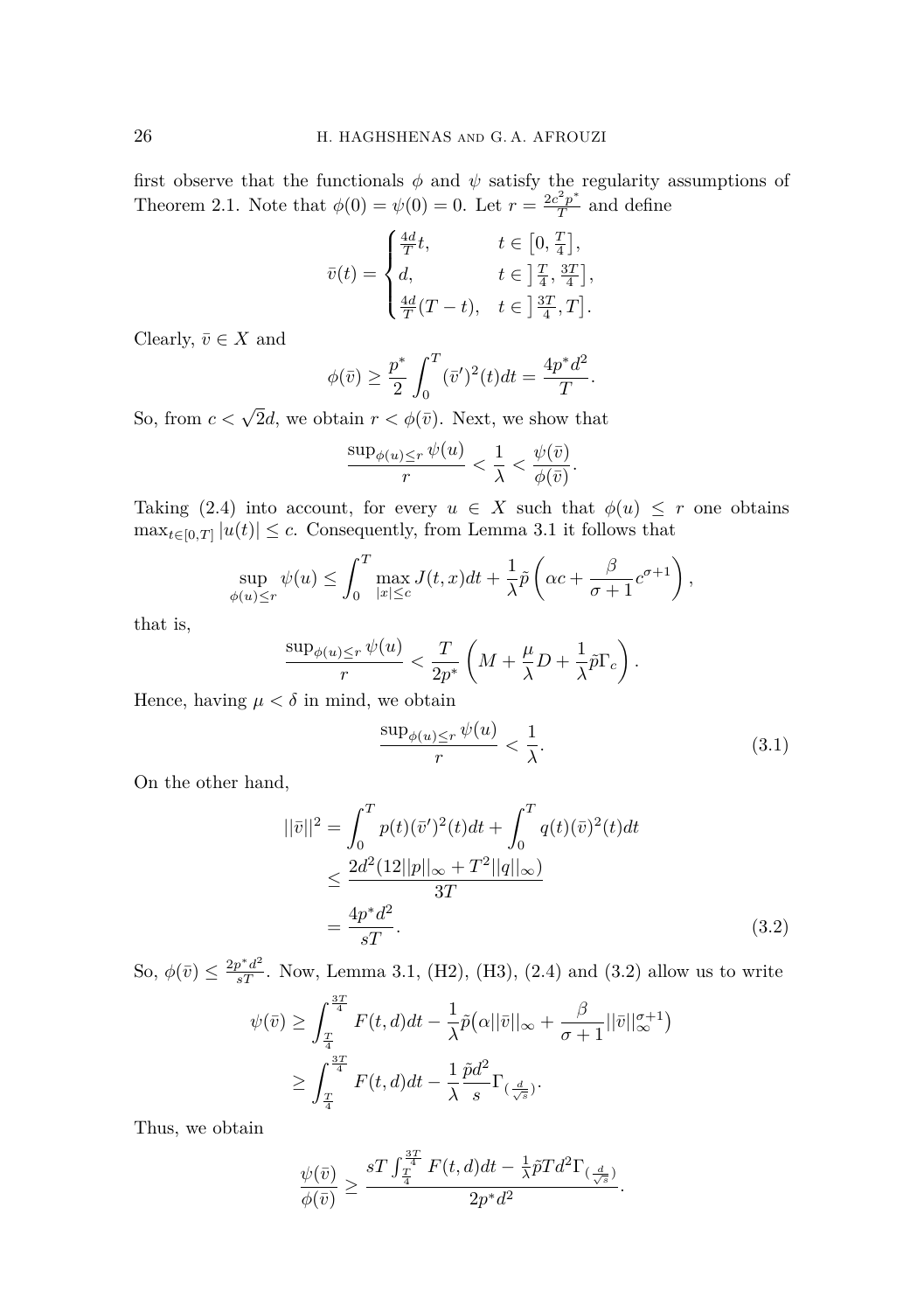first observe that the functionals $\phi$ and $\psi$ satisfy the regularity assumptions of Theorem 2.1. Note that $\phi(0) = \psi(0) = 0$. Let $r = \frac{2c^2p^*}{T}$ and define

$$\bar{v}(t) = \begin{cases} \frac{4d}{T}t, & t \in \left[0, \frac{T}{4}\right], \\ d, & t \in \left]\frac{T}{4}, \frac{3T}{4}\right], \\ \frac{4d}{T}(T-t), & t \in \left]\frac{3T}{4}, T\right]. \end{cases}$$

Clearly, $\bar{v} \in X$ and

$$\phi(\bar{v}) \geq \frac{p^*}{2} \int_0^T (\bar{v}')^2(t)dt = \frac{4p^*d^2}{T}.$$

So, from $c < \sqrt{2}d$, we obtain $r < \phi(\bar{v})$. Next, we show that

$$\frac{\sup_{\phi(u) \leq r} \psi(u)}{r} < \frac{1}{\lambda} < \frac{\psi(\bar{v})}{\phi(\bar{v})}.$$

Taking (2.4) into account, for every $u \in X$ such that $\phi(u) \leq r$ one obtains $\max_{t \in [0,T]} |u(t)| \leq c$. Consequently, from Lemma 3.1 it follows that

$$\sup_{\phi(u) \leq r} \psi(u) \leq \int_0^T \max_{|x| \leq c} J(t,x)dt + \frac{1}{\lambda}\tilde{p}\left(\alpha c + \frac{\beta}{\sigma+1}c^{\sigma+1}\right),$$

that is,

$$\frac{\sup_{\phi(u) \leq r} \psi(u)}{r} < \frac{T}{2p^*}\left(M + \frac{\mu}{\lambda}D + \frac{1}{\lambda}\tilde{p}\Gamma_c\right).$$

Hence, having $\mu < \delta$ in mind, we obtain

$$\frac{\sup_{\phi(u) \leq r} \psi(u)}{r} < \frac{1}{\lambda}. \tag{3.1}$$

On the other hand,

$$\begin{aligned} ||\bar{v}||^2 &= \int_0^T p(t)(\bar{v}')^2(t)dt + \int_0^T q(t)(\bar{v})^2(t)dt \\ &\leq \frac{2d^2(12||p||_\infty + T^2||q||_\infty)}{3T} \\ &= \frac{4p^*d^2}{sT}. \end{aligned} \tag{3.2}$$

So, $\phi(\bar{v}) \leq \frac{2p^*d^2}{sT}$. Now, Lemma 3.1, (H2), (H3), (2.4) and (3.2) allow us to write

$$\begin{aligned} \psi(\bar{v}) &\geq \int_{\frac{T}{4}}^{\frac{3T}{4}} F(t,d)dt - \frac{1}{\lambda}\tilde{p}\big(\alpha||\bar{v}||_\infty + \frac{\beta}{\sigma+1}||\bar{v}||_\infty^{\sigma+1}\big) \\ &\geq \int_{\frac{T}{4}}^{\frac{3T}{4}} F(t,d)dt - \frac{1}{\lambda}\frac{\tilde{p}d^2}{s}\Gamma_{\left(\frac{d}{\sqrt{s}}\right)}. \end{aligned}$$

Thus, we obtain

$$\frac{\psi(\bar{v})}{\phi(\bar{v})} \geq \frac{sT\int_{\frac{T}{4}}^{\frac{3T}{4}} F(t,d)dt - \frac{1}{\lambda}\tilde{p}Td^2\Gamma_{\left(\frac{d}{\sqrt{s}}\right)}}{2p^*d^2}.$$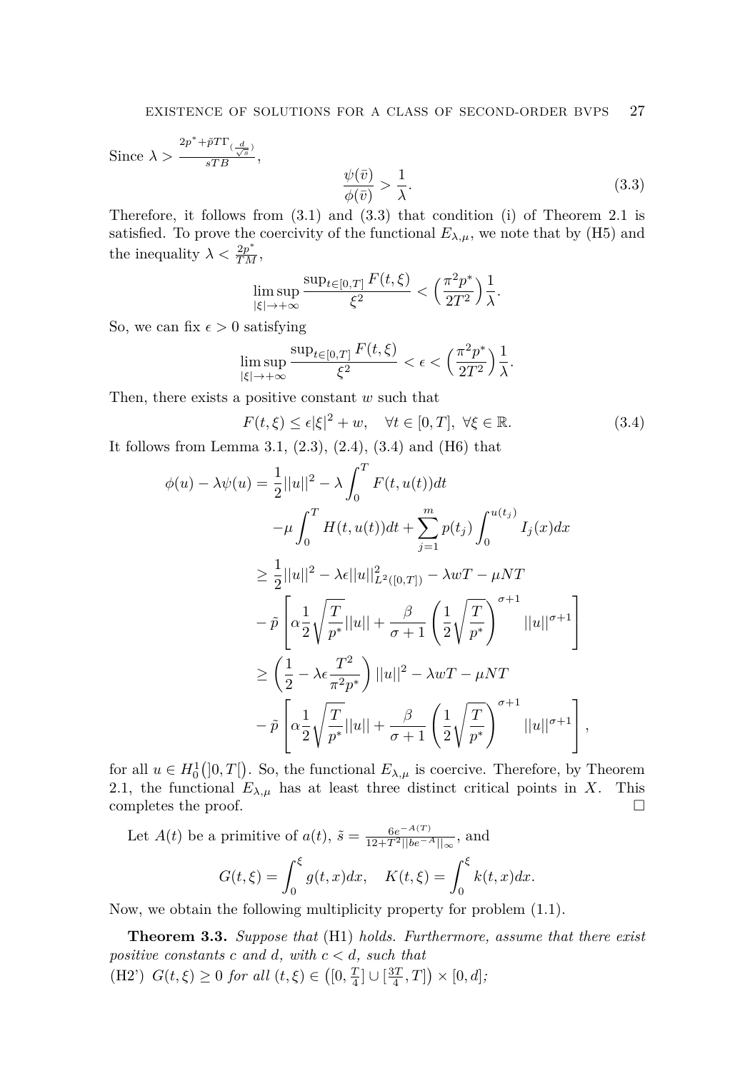Since $\lambda > \frac{2p^* + \tilde{p}T\Gamma_{(\frac{d}{\sqrt{s}})}}{sTB}$,

$$\frac{\psi(\bar{v})}{\phi(\bar{v})} > \frac{1}{\lambda}. \tag{3.3}$$

Therefore, it follows from (3.1) and (3.3) that condition (i) of Theorem 2.1 is satisfied. To prove the coercivity of the functional $E_{\lambda,\mu}$, we note that by (H5) and the inequality $\lambda < \frac{2p^*}{TM}$,

$$\limsup_{|\xi|\to+\infty} \frac{\sup_{t\in[0,T]} F(t,\xi)}{\xi^2} < \Big(\frac{\pi^2 p^*}{2T^2}\Big)\frac{1}{\lambda}.$$

So, we can fix $\epsilon > 0$ satisfying

$$\limsup_{|\xi|\to+\infty} \frac{\sup_{t\in[0,T]} F(t,\xi)}{\xi^2} < \epsilon < \Big(\frac{\pi^2 p^*}{2T^2}\Big)\frac{1}{\lambda}.$$

Then, there exists a positive constant $w$ such that

$$F(t,\xi) \le \epsilon|\xi|^2 + w, \quad \forall t \in [0,T],\ \forall \xi \in \mathbb{R}. \tag{3.4}$$

It follows from Lemma 3.1, (2.3), (2.4), (3.4) and (H6) that

$$\begin{aligned}
\phi(u) - \lambda\psi(u) &= \frac{1}{2}||u||^2 - \lambda\int_0^T F(t,u(t))dt \\
&\quad -\mu\int_0^T H(t,u(t))dt + \sum_{j=1}^m p(t_j)\int_0^{u(t_j)} I_j(x)dx \\
&\ge \frac{1}{2}||u||^2 - \lambda\epsilon||u||^2_{L^2([0,T])} - \lambda wT - \mu NT \\
&\quad - \tilde{p}\left[\alpha\frac{1}{2}\sqrt{\frac{T}{p^*}}||u|| + \frac{\beta}{\sigma+1}\left(\frac{1}{2}\sqrt{\frac{T}{p^*}}\right)^{\sigma+1}||u||^{\sigma+1}\right] \\
&\ge \left(\frac{1}{2} - \lambda\epsilon\frac{T^2}{\pi^2 p^*}\right)||u||^2 - \lambda wT - \mu NT \\
&\quad - \tilde{p}\left[\alpha\frac{1}{2}\sqrt{\frac{T}{p^*}}||u|| + \frac{\beta}{\sigma+1}\left(\frac{1}{2}\sqrt{\frac{T}{p^*}}\right)^{\sigma+1}||u||^{\sigma+1}\right],
\end{aligned}$$

for all $u \in H_0^1\big(]0,T[\big)$. So, the functional $E_{\lambda,\mu}$ is coercive. Therefore, by Theorem 2.1, the functional $E_{\lambda,\mu}$ has at least three distinct critical points in $X$. This completes the proof. $\square$

Let $A(t)$ be a primitive of $a(t)$, $\tilde{s} = \frac{6e^{-A(T)}}{12+T^2||be^{-A}||_\infty}$, and

$$G(t,\xi) = \int_0^\xi g(t,x)dx, \quad K(t,\xi) = \int_0^\xi k(t,x)dx.$$

Now, we obtain the following multiplicity property for problem (1.1).

**Theorem 3.3.** *Suppose that* (H1) *holds. Furthermore, assume that there exist positive constants $c$ and $d$, with $c < d$, such that*

(H2') $G(t,\xi) \ge 0$ *for all* $(t,\xi) \in \big([0,\frac{T}{4}] \cup [\frac{3T}{4},T]\big) \times [0,d]$;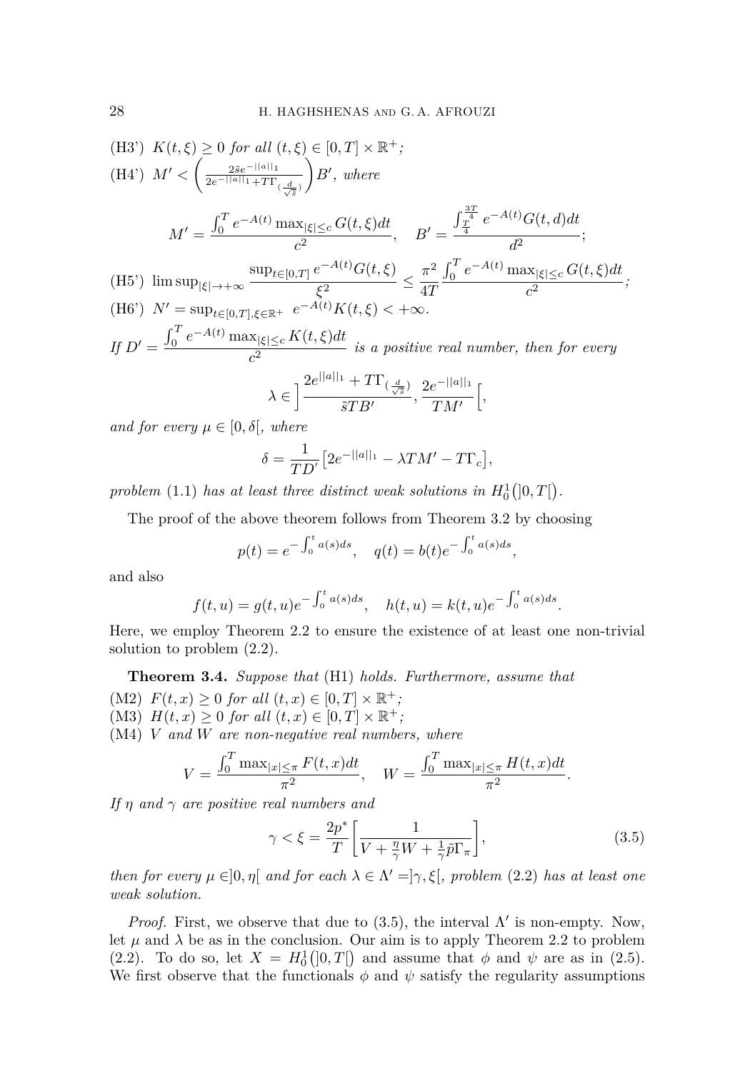(H3') *$K(t,\xi) \geq 0$ for all $(t,\xi) \in [0,T] \times \mathbb{R}^+$;*

(H4') *$M' < \left( \frac{2\tilde{s}e^{-\|a\|_1}}{2e^{-\|a\|_1} + T\Gamma_{(\frac{d}{\sqrt{\tilde{s}}})}} \right) B'$, where*

$$M' = \frac{\int_0^T e^{-A(t)} \max_{|\xi| \leq c} G(t,\xi) dt}{c^2}, \quad B' = \frac{\int_{\frac{T}{4}}^{\frac{3T}{4}} e^{-A(t)} G(t,d) dt}{d^2};$$

(H5') *$\limsup_{|\xi| \to +\infty} \dfrac{\sup_{t \in [0,T]} e^{-A(t)} G(t,\xi)}{\xi^2} \leq \dfrac{\pi^2}{4T} \dfrac{\int_0^T e^{-A(t)} \max_{|\xi| \leq c} G(t,\xi) dt}{c^2}$;*

(H6') *$N' = \sup_{t \in [0,T], \xi \in \mathbb{R}^+} \ e^{-A(t)} K(t,\xi) < +\infty$.*

*If $D' = \dfrac{\int_0^T e^{-A(t)} \max_{|\xi| \leq c} K(t,\xi) dt}{c^2}$ is a positive real number, then for every*

$$\lambda \in \left] \frac{2e^{\|a\|_1} + T\Gamma_{(\frac{d}{\sqrt{\tilde{s}}})}}{\tilde{s}TB'}, \frac{2e^{-\|a\|_1}}{TM'} \right[,$$

*and for every $\mu \in [0, \delta[$, where*

$$\delta = \frac{1}{TD'} \big[ 2e^{-\|a\|_1} - \lambda T M' - T\Gamma_c \big],$$

*problem* (1.1) *has at least three distinct weak solutions in $H_0^1\big(]0,T[\big)$.*

The proof of the above theorem follows from Theorem 3.2 by choosing

$$p(t) = e^{-\int_0^t a(s) ds}, \quad q(t) = b(t) e^{-\int_0^t a(s) ds},$$

and also

$$f(t,u) = g(t,u) e^{-\int_0^t a(s) ds}, \quad h(t,u) = k(t,u) e^{-\int_0^t a(s) ds}.$$

Here, we employ Theorem 2.2 to ensure the existence of at least one non-trivial solution to problem (2.2).

**Theorem 3.4.** *Suppose that* (H1) *holds. Furthermore, assume that*

(M2) *$F(t,x) \geq 0$ for all $(t,x) \in [0,T] \times \mathbb{R}^+$;*

(M3) *$H(t,x) \geq 0$ for all $(t,x) \in [0,T] \times \mathbb{R}^+$;*

(M4) *$V$ and $W$ are non-negative real numbers, where*

$$V = \frac{\int_0^T \max_{|x| \leq \pi} F(t,x) dt}{\pi^2}, \quad W = \frac{\int_0^T \max_{|x| \leq \pi} H(t,x) dt}{\pi^2}.$$

*If $\eta$ and $\gamma$ are positive real numbers and*

$$\gamma < \xi = \frac{2p^*}{T} \left[ \frac{1}{V + \frac{\eta}{\gamma} W + \frac{1}{\gamma} \tilde{p} \Gamma_\pi} \right], \tag{3.5}$$

*then for every $\mu \in ]0, \eta[$ and for each $\lambda \in \Lambda' = ]\gamma, \xi[$, problem* (2.2) *has at least one weak solution.*

*Proof.* First, we observe that due to (3.5), the interval $\Lambda'$ is non-empty. Now, let $\mu$ and $\lambda$ be as in the conclusion. Our aim is to apply Theorem 2.2 to problem (2.2). To do so, let $X = H_0^1\big(]0,T[\big)$ and assume that $\phi$ and $\psi$ are as in (2.5). We first observe that the functionals $\phi$ and $\psi$ satisfy the regularity assumptions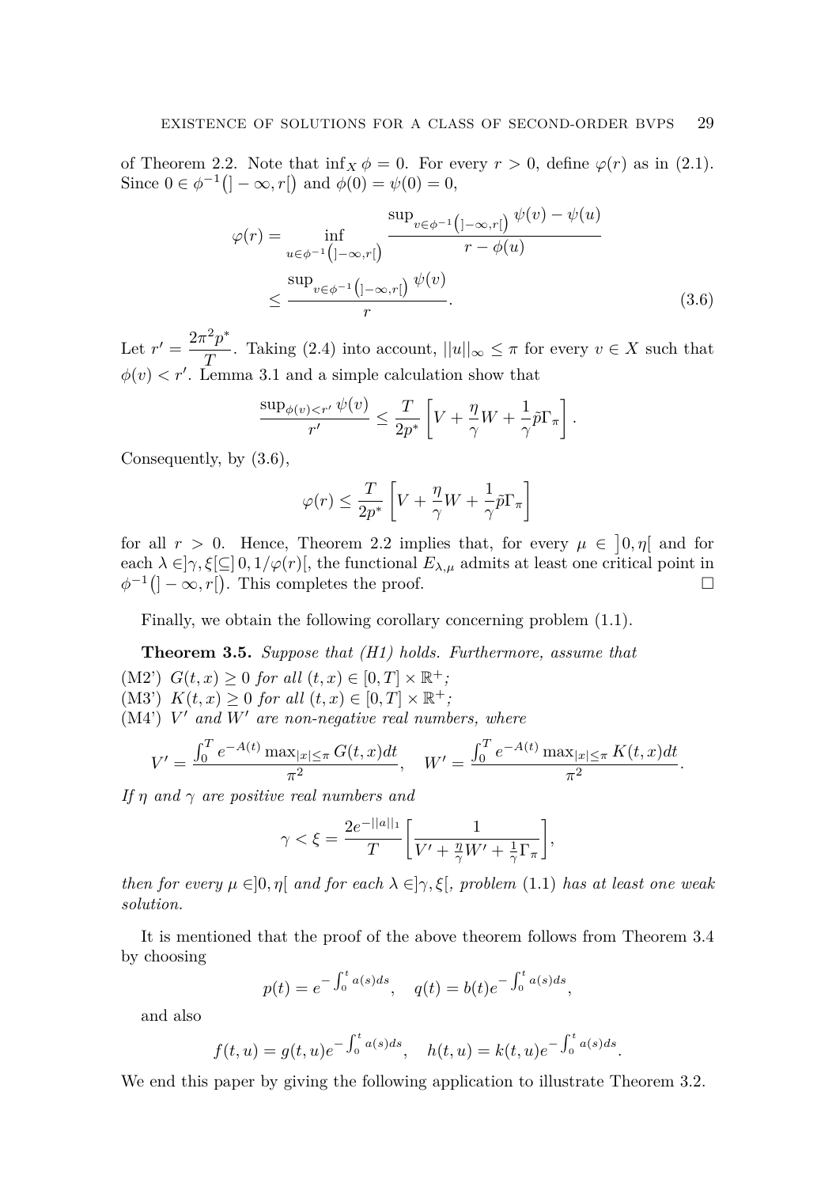of Theorem 2.2. Note that $\inf_X \phi = 0$. For every $r > 0$, define $\varphi(r)$ as in (2.1). Since $0 \in \phi^{-1}\big(]-\infty, r[\big)$ and $\phi(0) = \psi(0) = 0$,

$$\varphi(r) = \inf_{u \in \phi^{-1}\left(]-\infty,r[\right)} \frac{\sup_{v \in \phi^{-1}\left(]-\infty,r[\right)} \psi(v) - \psi(u)}{r - \phi(u)} \leq \frac{\sup_{v \in \phi^{-1}\left(]-\infty,r[\right)} \psi(v)}{r}. \tag{3.6}$$

Let $r' = \dfrac{2\pi^2 p^*}{T}$. Taking (2.4) into account, $||u||_\infty \leq \pi$ for every $v \in X$ such that $\phi(v) < r'$. Lemma 3.1 and a simple calculation show that

$$\frac{\sup_{\phi(v)<r'} \psi(v)}{r'} \leq \frac{T}{2p^*}\left[V + \frac{\eta}{\gamma}W + \frac{1}{\gamma}\tilde{p}\Gamma_\pi\right].$$

Consequently, by (3.6),

$$\varphi(r) \leq \frac{T}{2p^*}\left[V + \frac{\eta}{\gamma}W + \frac{1}{\gamma}\tilde{p}\Gamma_\pi\right]$$

for all $r > 0$. Hence, Theorem 2.2 implies that, for every $\mu \in \big]0, \eta\big[$ and for each $\lambda \in ]\gamma, \xi[ \subseteq ]\,0, 1/\varphi(r)[$, the functional $E_{\lambda,\mu}$ admits at least one critical point in $\phi^{-1}\big(]-\infty, r[\big)$. This completes the proof. $\square$

Finally, we obtain the following corollary concerning problem (1.1).

**Theorem 3.5.** *Suppose that (H1) holds. Furthermore, assume that*

(M2') *$G(t, x) \geq 0$ for all $(t, x) \in [0, T] \times \mathbb{R}^+$;*
(M3') *$K(t, x) \geq 0$ for all $(t, x) \in [0, T] \times \mathbb{R}^+$;*
(M4') *$V'$ and $W'$ are non-negative real numbers, where*

$$V' = \frac{\int_0^T e^{-A(t)} \max_{|x|\leq\pi} G(t, x)dt}{\pi^2}, \quad W' = \frac{\int_0^T e^{-A(t)} \max_{|x|\leq\pi} K(t, x)dt}{\pi^2}.$$

*If $\eta$ and $\gamma$ are positive real numbers and*

$$\gamma < \xi = \frac{2e^{-||a||_1}}{T}\left[\frac{1}{V' + \frac{\eta}{\gamma}W' + \frac{1}{\gamma}\Gamma_\pi}\right],$$

*then for every $\mu \in ]0, \eta[$ and for each $\lambda \in ]\gamma, \xi[$, problem* (1.1) *has at least one weak solution.*

It is mentioned that the proof of the above theorem follows from Theorem 3.4 by choosing

$$p(t) = e^{-\int_0^t a(s)ds}, \quad q(t) = b(t)e^{-\int_0^t a(s)ds},$$

and also

$$f(t, u) = g(t, u)e^{-\int_0^t a(s)ds}, \quad h(t, u) = k(t, u)e^{-\int_0^t a(s)ds}.$$

We end this paper by giving the following application to illustrate Theorem 3.2.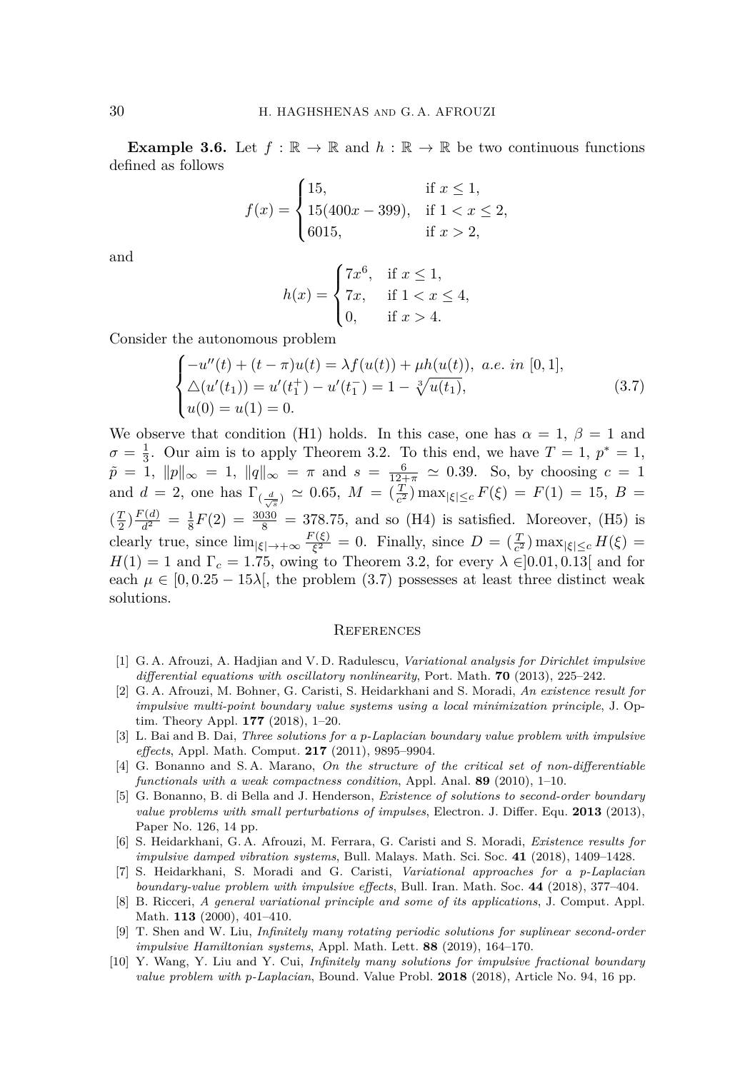**Example 3.6.** Let $f : \mathbb{R} \to \mathbb{R}$ and $h : \mathbb{R} \to \mathbb{R}$ be two continuous functions defined as follows

$$f(x) = \begin{cases} 15, & \text{if } x \leq 1, \\ 15(400x - 399), & \text{if } 1 < x \leq 2, \\ 6015, & \text{if } x > 2, \end{cases}$$

and

$$h(x) = \begin{cases} 7x^6, & \text{if } x \leq 1, \\ 7x, & \text{if } 1 < x \leq 4, \\ 0, & \text{if } x > 4. \end{cases}$$

Consider the autonomous problem

$$\begin{cases} -u''(t) + (t - \pi)u(t) = \lambda f(u(t)) + \mu h(u(t)), \ \textit{a.e. in } [0,1], \\ \triangle(u'(t_1)) = u'(t_1^+) - u'(t_1^-) = 1 - \sqrt[3]{u(t_1)}, \\ u(0) = u(1) = 0. \end{cases} \tag{3.7}$$

We observe that condition (H1) holds. In this case, one has $\alpha = 1$, $\beta = 1$ and $\sigma = \frac{1}{3}$. Our aim is to apply Theorem 3.2. To this end, we have $T = 1$, $p^* = 1$, $\tilde{p} = 1$, $\|p\|_\infty = 1$, $\|q\|_\infty = \pi$ and $s = \frac{6}{12+\pi} \simeq 0.39$. So, by choosing $c = 1$ and $d = 2$, one has $\Gamma_{(\frac{d}{\sqrt{s}})} \simeq 0.65$, $M = (\frac{T}{c^2}) \max_{|\xi| \leq c} F(\xi) = F(1) = 15$, $B = (\frac{T}{2}) \frac{F(d)}{d^2} = \frac{1}{8} F(2) = \frac{3030}{8} = 378.75$, and so (H4) is satisfied. Moreover, (H5) is clearly true, since $\lim_{|\xi| \to +\infty} \frac{F(\xi)}{\xi^2} = 0$. Finally, since $D = (\frac{T}{c^2}) \max_{|\xi| \leq c} H(\xi) = H(1) = 1$ and $\Gamma_c = 1.75$, owing to Theorem 3.2, for every $\lambda \in ]0.01, 0.13[$ and for each $\mu \in [0, 0.25 - 15\lambda[$, the problem (3.7) possesses at least three distinct weak solutions.

## References

[1] G. A. Afrouzi, A. Hadjian and V. D. Radulescu, *Variational analysis for Dirichlet impulsive differential equations with oscillatory nonlinearity*, Port. Math. **70** (2013), 225–242.

[2] G. A. Afrouzi, M. Bohner, G. Caristi, S. Heidarkhani and S. Moradi, *An existence result for impulsive multi-point boundary value systems using a local minimization principle*, J. Optim. Theory Appl. **177** (2018), 1–20.

[3] L. Bai and B. Dai, *Three solutions for a p-Laplacian boundary value problem with impulsive effects*, Appl. Math. Comput. **217** (2011), 9895–9904.

[4] G. Bonanno and S. A. Marano, *On the structure of the critical set of non-differentiable functionals with a weak compactness condition*, Appl. Anal. **89** (2010), 1–10.

[5] G. Bonanno, B. di Bella and J. Henderson, *Existence of solutions to second-order boundary value problems with small perturbations of impulses*, Electron. J. Differ. Equ. **2013** (2013), Paper No. 126, 14 pp.

[6] S. Heidarkhani, G. A. Afrouzi, M. Ferrara, G. Caristi and S. Moradi, *Existence results for impulsive damped vibration systems*, Bull. Malays. Math. Sci. Soc. **41** (2018), 1409–1428.

[7] S. Heidarkhani, S. Moradi and G. Caristi, *Variational approaches for a p-Laplacian boundary-value problem with impulsive effects*, Bull. Iran. Math. Soc. **44** (2018), 377–404.

[8] B. Ricceri, *A general variational principle and some of its applications*, J. Comput. Appl. Math. **113** (2000), 401–410.

[9] T. Shen and W. Liu, *Infinitely many rotating periodic solutions for suplinear second-order impulsive Hamiltonian systems*, Appl. Math. Lett. **88** (2019), 164–170.

[10] Y. Wang, Y. Liu and Y. Cui, *Infinitely many solutions for impulsive fractional boundary value problem with p-Laplacian*, Bound. Value Probl. **2018** (2018), Article No. 94, 16 pp.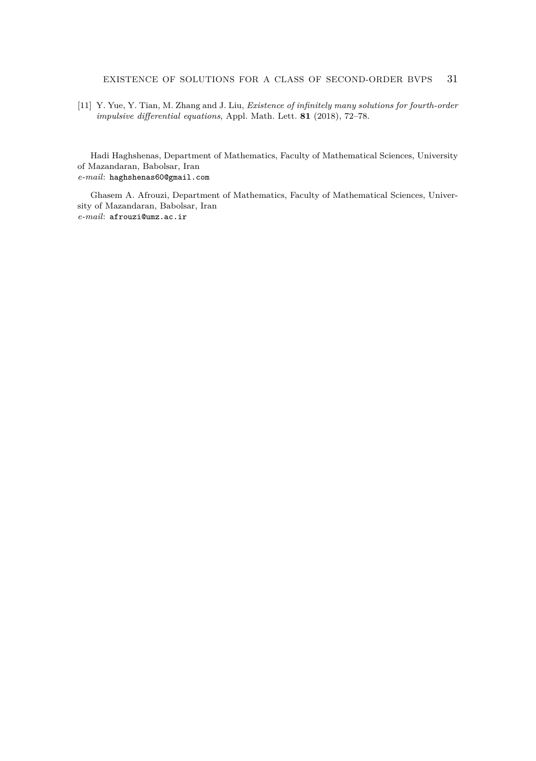[11] Y. Yue, Y. Tian, M. Zhang and J. Liu, *Existence of infinitely many solutions for fourth-order impulsive differential equations*, Appl. Math. Lett. **81** (2018), 72–78.

Hadi Haghshenas, Department of Mathematics, Faculty of Mathematical Sciences, University of Mazandaran, Babolsar, Iran
*e-mail*: haghshenas60@gmail.com

Ghasem A. Afrouzi, Department of Mathematics, Faculty of Mathematical Sciences, University of Mazandaran, Babolsar, Iran
*e-mail*: afrouzi@umz.ac.ir